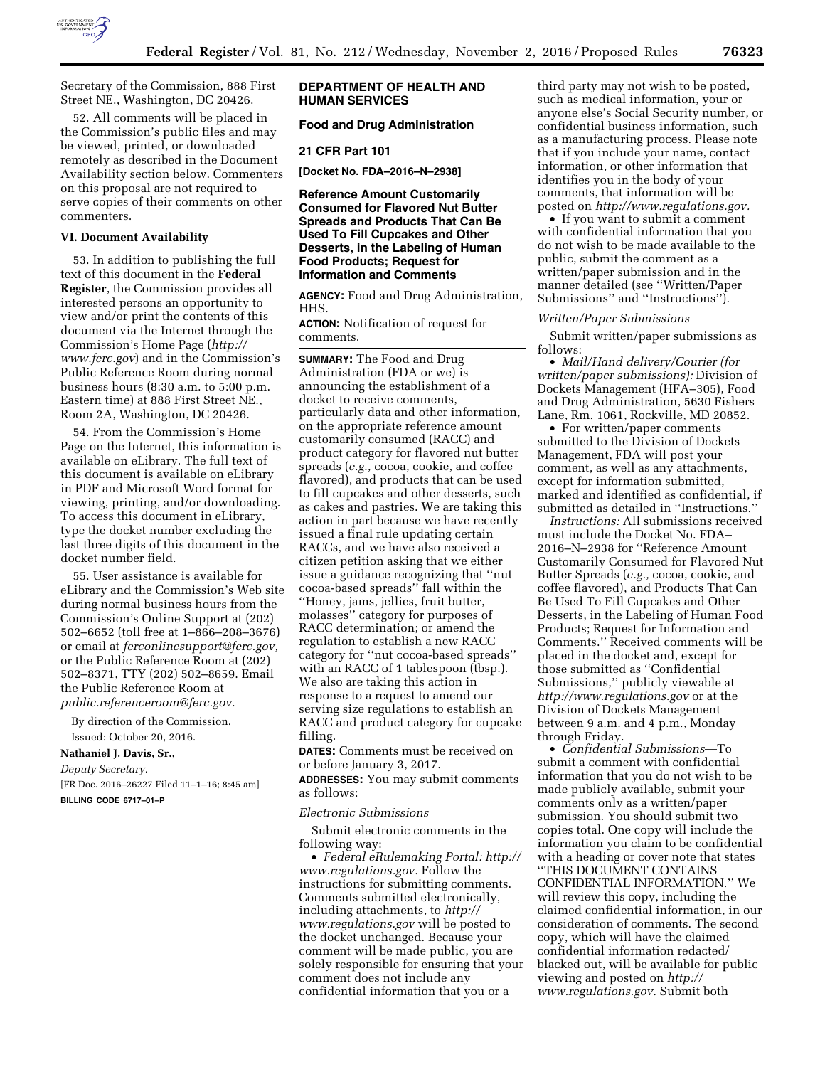Secretary of the Commission, 888 First Street NE., Washington, DC 20426.

52. All comments will be placed in the Commission's public files and may be viewed, printed, or downloaded remotely as described in the Document Availability section below. Commenters on this proposal are not required to serve copies of their comments on other commenters.

### VI. Document Availability

53. In addition to publishing the full text of this document in the **Federal Register**, the Commission provides all interested persons an opportunity to view and/or print the contents of this document via the Internet through the Commission's Home Page (*http://www.ferc.gov*) and in the Commission's Public Reference Room during normal business hours (8:30 a.m. to 5:00 p.m. Eastern time) at 888 First Street NE., Room 2A, Washington, DC 20426.

54. From the Commission's Home Page on the Internet, this information is available on eLibrary. The full text of this document is available on eLibrary in PDF and Microsoft Word format for viewing, printing, and/or downloading. To access this document in eLibrary, type the docket number excluding the last three digits of this document in the docket number field.

55. User assistance is available for eLibrary and the Commission's Web site during normal business hours from the Commission's Online Support at (202) 502–6652 (toll free at 1–866–208–3676) or email at *ferconlinesupport@ferc.gov,* or the Public Reference Room at (202) 502–8371, TTY (202) 502–8659. Email the Public Reference Room at *public.referenceroom@ferc.gov.*

By direction of the Commission.

Issued: October 20, 2016.

**Nathaniel J. Davis, Sr.,**

*Deputy Secretary.*

[FR Doc. 2016–26227 Filed 11–1–16; 8:45 am]

**BILLING CODE 6717–01–P**

## DEPARTMENT OF HEALTH AND HUMAN SERVICES

### Food and Drug Administration

### 21 CFR Part 101

**[Docket No. FDA–2016–N–2938]**

### Reference Amount Customarily Consumed for Flavored Nut Butter Spreads and Products That Can Be Used To Fill Cupcakes and Other Desserts, in the Labeling of Human Food Products; Request for Information and Comments

**AGENCY:** Food and Drug Administration, HHS.

**ACTION:** Notification of request for comments.

**SUMMARY:** The Food and Drug Administration (FDA or we) is announcing the establishment of a docket to receive comments, particularly data and other information, on the appropriate reference amount customarily consumed (RACC) and product category for flavored nut butter spreads (*e.g.,* cocoa, cookie, and coffee flavored), and products that can be used to fill cupcakes and other desserts, such as cakes and pastries. We are taking this action in part because we have recently issued a final rule updating certain RACCs, and we have also received a citizen petition asking that we either issue a guidance recognizing that ''nut cocoa-based spreads'' fall within the ''Honey, jams, jellies, fruit butter, molasses'' category for purposes of RACC determination; or amend the regulation to establish a new RACC category for ''nut cocoa-based spreads'' with an RACC of 1 tablespoon (tbsp.). We also are taking this action in response to a request to amend our serving size regulations to establish an RACC and product category for cupcake filling.

**DATES:** Comments must be received on or before January 3, 2017.

**ADDRESSES:** You may submit comments as follows:

*Electronic Submissions*

Submit electronic comments in the following way:

- *Federal eRulemaking Portal: http://www.regulations.gov.* Follow the instructions for submitting comments. Comments submitted electronically, including attachments, to *http://www.regulations.gov* will be posted to the docket unchanged. Because your comment will be made public, you are solely responsible for ensuring that your comment does not include any confidential information that you or a third party may not wish to be posted, such as medical information, your or anyone else's Social Security number, or confidential business information, such as a manufacturing process. Please note that if you include your name, contact information, or other information that identifies you in the body of your comments, that information will be posted on *http://www.regulations.gov.*
- If you want to submit a comment with confidential information that you do not wish to be made available to the public, submit the comment as a written/paper submission and in the manner detailed (see ''Written/Paper Submissions'' and ''Instructions'').

*Written/Paper Submissions*

Submit written/paper submissions as follows:

- *Mail/Hand delivery/Courier (for written/paper submissions):* Division of Dockets Management (HFA–305), Food and Drug Administration, 5630 Fishers Lane, Rm. 1061, Rockville, MD 20852.
- For written/paper comments submitted to the Division of Dockets Management, FDA will post your comment, as well as any attachments, except for information submitted, marked and identified as confidential, if submitted as detailed in ''Instructions.''

*Instructions:* All submissions received must include the Docket No. FDA–2016–N–2938 for ''Reference Amount Customarily Consumed for Flavored Nut Butter Spreads (*e.g.,* cocoa, cookie, and coffee flavored), and Products That Can Be Used To Fill Cupcakes and Other Desserts, in the Labeling of Human Food Products; Request for Information and Comments.'' Received comments will be placed in the docket and, except for those submitted as ''Confidential Submissions,'' publicly viewable at *http://www.regulations.gov* or at the Division of Dockets Management between 9 a.m. and 4 p.m., Monday through Friday.

- *Confidential Submissions*—To submit a comment with confidential information that you do not wish to be made publicly available, submit your comments only as a written/paper submission. You should submit two copies total. One copy will include the information you claim to be confidential with a heading or cover note that states ''THIS DOCUMENT CONTAINS CONFIDENTIAL INFORMATION.'' We will review this copy, including the claimed confidential information, in our consideration of comments. The second copy, which will have the claimed confidential information redacted/blacked out, will be available for public viewing and posted on *http://www.regulations.gov.* Submit both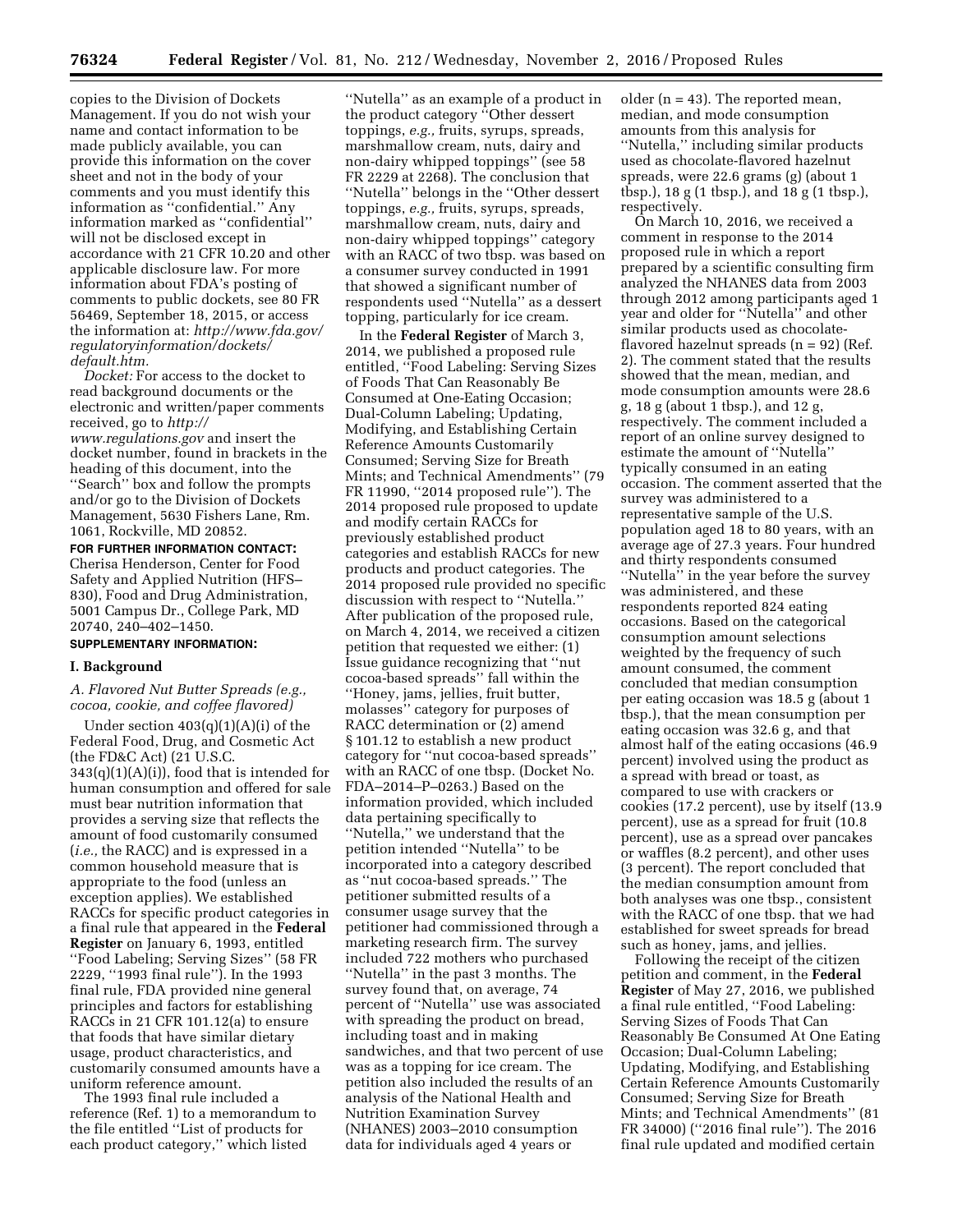copies to the Division of Dockets Management. If you do not wish your name and contact information to be made publicly available, you can provide this information on the cover sheet and not in the body of your comments and you must identify this information as ''confidential.'' Any information marked as ''confidential'' will not be disclosed except in accordance with 21 CFR 10.20 and other applicable disclosure law. For more information about FDA's posting of comments to public dockets, see 80 FR 56469, September 18, 2015, or access the information at: *http://www.fda.gov/regulatoryinformation/dockets/default.htm.*

*Docket:* For access to the docket to read background documents or the electronic and written/paper comments received, go to *http://www.regulations.gov* and insert the docket number, found in brackets in the heading of this document, into the ''Search'' box and follow the prompts and/or go to the Division of Dockets Management, 5630 Fishers Lane, Rm. 1061, Rockville, MD 20852.

**FOR FURTHER INFORMATION CONTACT:** Cherisa Henderson, Center for Food Safety and Applied Nutrition (HFS–830), Food and Drug Administration, 5001 Campus Dr., College Park, MD 20740, 240–402–1450.

**SUPPLEMENTARY INFORMATION:**

## I. Background

### A. Flavored Nut Butter Spreads (e.g., cocoa, cookie, and coffee flavored)

Under section 403(q)(1)(A)(i) of the Federal Food, Drug, and Cosmetic Act (the FD&C Act) (21 U.S.C. 343(q)(1)(A)(i)), food that is intended for human consumption and offered for sale must bear nutrition information that provides a serving size that reflects the amount of food customarily consumed (*i.e.,* the RACC) and is expressed in a common household measure that is appropriate to the food (unless an exception applies). We established RACCs for specific product categories in a final rule that appeared in the **Federal Register** on January 6, 1993, entitled ''Food Labeling; Serving Sizes'' (58 FR 2229, ''1993 final rule''). In the 1993 final rule, FDA provided nine general principles and factors for establishing RACCs in 21 CFR 101.12(a) to ensure that foods that have similar dietary usage, product characteristics, and customarily consumed amounts have a uniform reference amount.

The 1993 final rule included a reference (Ref. 1) to a memorandum to the file entitled ''List of products for each product category,'' which listed ''Nutella'' as an example of a product in the product category ''Other dessert toppings, *e.g.,* fruits, syrups, spreads, marshmallow cream, nuts, dairy and non-dairy whipped toppings'' (see 58 FR 2229 at 2268). The conclusion that ''Nutella'' belongs in the ''Other dessert toppings, *e.g.,* fruits, syrups, spreads, marshmallow cream, nuts, dairy and non-dairy whipped toppings'' category with an RACC of two tbsp. was based on a consumer survey conducted in 1991 that showed a significant number of respondents used ''Nutella'' as a dessert topping, particularly for ice cream.

In the **Federal Register** of March 3, 2014, we published a proposed rule entitled, ''Food Labeling: Serving Sizes of Foods That Can Reasonably Be Consumed at One-Eating Occasion; Dual-Column Labeling; Updating, Modifying, and Establishing Certain Reference Amounts Customarily Consumed; Serving Size for Breath Mints; and Technical Amendments'' (79 FR 11990, ''2014 proposed rule''). The 2014 proposed rule proposed to update and modify certain RACCs for previously established product categories and establish RACCs for new products and product categories. The 2014 proposed rule provided no specific discussion with respect to ''Nutella.'' After publication of the proposed rule, on March 4, 2014, we received a citizen petition that requested we either: (1) Issue guidance recognizing that ''nut cocoa-based spreads'' fall within the ''Honey, jams, jellies, fruit butter, molasses'' category for purposes of RACC determination or (2) amend § 101.12 to establish a new product category for ''nut cocoa-based spreads'' with an RACC of one tbsp. (Docket No. FDA–2014–P–0263.) Based on the information provided, which included data pertaining specifically to ''Nutella,'' we understand that the petition intended ''Nutella'' to be incorporated into a category described as ''nut cocoa-based spreads.'' The petitioner submitted results of a consumer usage survey that the petitioner had commissioned through a marketing research firm. The survey included 722 mothers who purchased ''Nutella'' in the past 3 months. The survey found that, on average, 74 percent of ''Nutella'' use was associated with spreading the product on bread, including toast and in making sandwiches, and that two percent of use was as a topping for ice cream. The petition also included the results of an analysis of the National Health and Nutrition Examination Survey (NHANES) 2003–2010 consumption data for individuals aged 4 years or older (n = 43). The reported mean, median, and mode consumption amounts from this analysis for ''Nutella,'' including similar products used as chocolate-flavored hazelnut spreads, were 22.6 grams (g) (about 1 tbsp.), 18 g (1 tbsp.), and 18 g (1 tbsp.), respectively.

On March 10, 2016, we received a comment in response to the 2014 proposed rule in which a report prepared by a scientific consulting firm analyzed the NHANES data from 2003 through 2012 among participants aged 1 year and older for ''Nutella'' and other similar products used as chocolate-flavored hazelnut spreads (n = 92) (Ref. 2). The comment stated that the results showed that the mean, median, and mode consumption amounts were 28.6 g, 18 g (about 1 tbsp.), and 12 g, respectively. The comment included a report of an online survey designed to estimate the amount of ''Nutella'' typically consumed in an eating occasion. The comment asserted that the survey was administered to a representative sample of the U.S. population aged 18 to 80 years, with an average age of 27.3 years. Four hundred and thirty respondents consumed ''Nutella'' in the year before the survey was administered, and these respondents reported 824 eating occasions. Based on the categorical consumption amount selections weighted by the frequency of such amount consumed, the comment concluded that median consumption per eating occasion was 18.5 g (about 1 tbsp.), that the mean consumption per eating occasion was 32.6 g, and that almost half of the eating occasions (46.9 percent) involved using the product as a spread with bread or toast, as compared to use with crackers or cookies (17.2 percent), use by itself (13.9 percent), use as a spread for fruit (10.8 percent), use as a spread over pancakes or waffles (8.2 percent), and other uses (3 percent). The report concluded that the median consumption amount from both analyses was one tbsp., consistent with the RACC of one tbsp. that we had established for sweet spreads for bread such as honey, jams, and jellies.

Following the receipt of the citizen petition and comment, in the **Federal Register** of May 27, 2016, we published a final rule entitled, ''Food Labeling: Serving Sizes of Foods That Can Reasonably Be Consumed At One Eating Occasion; Dual-Column Labeling; Updating, Modifying, and Establishing Certain Reference Amounts Customarily Consumed; Serving Size for Breath Mints; and Technical Amendments'' (81 FR 34000) (''2016 final rule''). The 2016 final rule updated and modified certain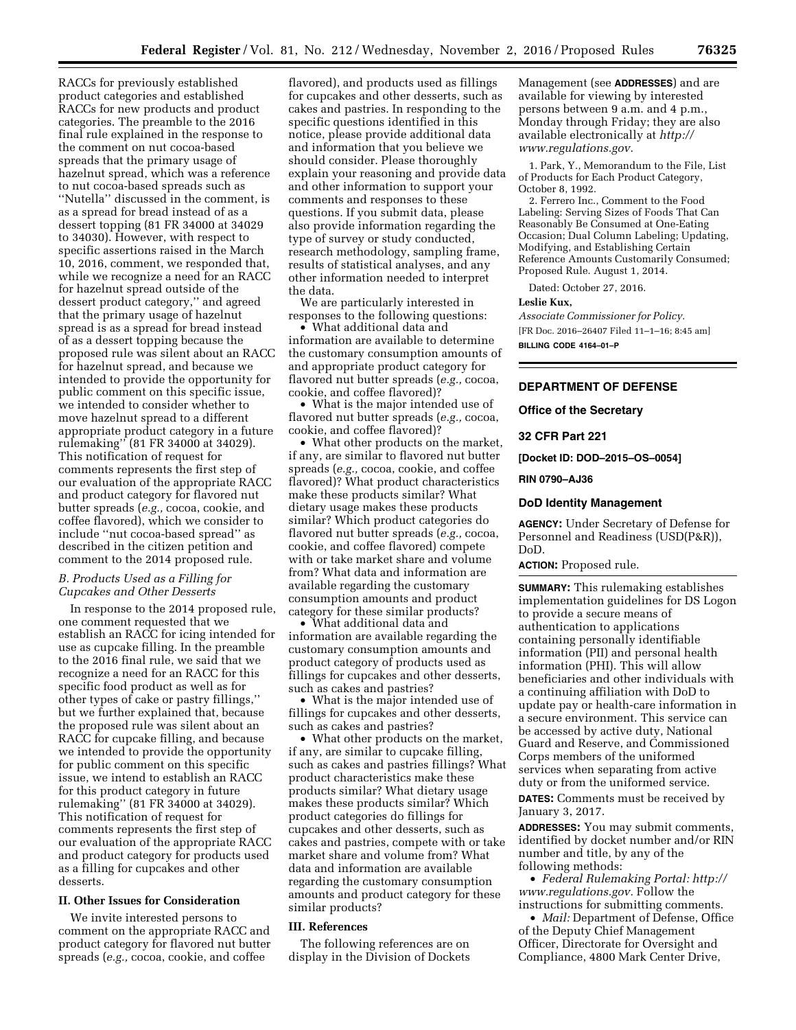RACCs for previously established product categories and established RACCs for new products and product categories. The preamble to the 2016 final rule explained in the response to the comment on nut cocoa-based spreads that the primary usage of hazelnut spread, which was a reference to nut cocoa-based spreads such as ''Nutella'' discussed in the comment, is as a spread for bread instead of as a dessert topping (81 FR 34000 at 34029 to 34030). However, with respect to specific assertions raised in the March 10, 2016, comment, we responded that, while we recognize a need for an RACC for hazelnut spread outside of the dessert product category,'' and agreed that the primary usage of hazelnut spread is as a spread for bread instead of as a dessert topping because the proposed rule was silent about an RACC for hazelnut spread, and because we intended to provide the opportunity for public comment on this specific issue, we intended to consider whether to move hazelnut spread to a different appropriate product category in a future rulemaking'' (81 FR 34000 at 34029). This notification of request for comments represents the first step of our evaluation of the appropriate RACC and product category for flavored nut butter spreads (*e.g.,* cocoa, cookie, and coffee flavored), which we consider to include ''nut cocoa-based spread'' as described in the citizen petition and comment to the 2014 proposed rule.

### *B. Products Used as a Filling for Cupcakes and Other Desserts*

In response to the 2014 proposed rule, one comment requested that we establish an RACC for icing intended for use as cupcake filling. In the preamble to the 2016 final rule, we said that we recognize a need for an RACC for this specific food product as well as for other types of cake or pastry fillings,'' but we further explained that, because the proposed rule was silent about an RACC for cupcake filling, and because we intended to provide the opportunity for public comment on this specific issue, we intend to establish an RACC for this product category in future rulemaking'' (81 FR 34000 at 34029). This notification of request for comments represents the first step of our evaluation of the appropriate RACC and product category for products used as a filling for cupcakes and other desserts.

## II. Other Issues for Consideration

We invite interested persons to comment on the appropriate RACC and product category for flavored nut butter spreads (*e.g.,* cocoa, cookie, and coffee flavored), and products used as fillings for cupcakes and other desserts, such as cakes and pastries. In responding to the specific questions identified in this notice, please provide additional data and information that you believe we should consider. Please thoroughly explain your reasoning and provide data and other information to support your comments and responses to these questions. If you submit data, please also provide information regarding the type of survey or study conducted, research methodology, sampling frame, results of statistical analyses, and any other information needed to interpret the data.

We are particularly interested in responses to the following questions:

- What additional data and information are available to determine the customary consumption amounts of and appropriate product category for flavored nut butter spreads (*e.g.,* cocoa, cookie, and coffee flavored)?
- What is the major intended use of flavored nut butter spreads (*e.g.,* cocoa, cookie, and coffee flavored)?
- What other products on the market, if any, are similar to flavored nut butter spreads (*e.g.,* cocoa, cookie, and coffee flavored)? What product characteristics make these products similar? What dietary usage makes these products similar? Which product categories do flavored nut butter spreads (*e.g.,* cocoa, cookie, and coffee flavored) compete with or take market share and volume from? What data and information are available regarding the customary consumption amounts and product category for these similar products?
- What additional data and information are available regarding the customary consumption amounts and product category of products used as fillings for cupcakes and other desserts, such as cakes and pastries?
- What is the major intended use of fillings for cupcakes and other desserts, such as cakes and pastries?
- What other products on the market, if any, are similar to cupcake filling, such as cakes and pastries fillings? What product characteristics make these products similar? What dietary usage makes these products similar? Which product categories do fillings for cupcakes and other desserts, such as cakes and pastries, compete with or take market share and volume from? What data and information are available regarding the customary consumption amounts and product category for these similar products?

## III. References

The following references are on display in the Division of Dockets Management (see **ADDRESSES**) and are available for viewing by interested persons between 9 a.m. and 4 p.m., Monday through Friday; they are also available electronically at *http://www.regulations.gov.*

1. Park, Y., Memorandum to the File, List of Products for Each Product Category, October 8, 1992.

2. Ferrero Inc., Comment to the Food Labeling: Serving Sizes of Foods That Can Reasonably Be Consumed at One-Eating Occasion; Dual Column Labeling; Updating, Modifying, and Establishing Certain Reference Amounts Customarily Consumed; Proposed Rule. August 1, 2014.

Dated: October 27, 2016.

**Leslie Kux,**

*Associate Commissioner for Policy.*

[FR Doc. 2016–26407 Filed 11–1–16; 8:45 am]

**BILLING CODE 4164–01–P**

# DEPARTMENT OF DEFENSE

## Office of the Secretary

## 32 CFR Part 221

**[Docket ID: DOD–2015–OS–0054]**

**RIN 0790–AJ36**

## DoD Identity Management

**AGENCY:** Under Secretary of Defense for Personnel and Readiness (USD(P&R)), DoD.

**ACTION:** Proposed rule.

**SUMMARY:** This rulemaking establishes implementation guidelines for DS Logon to provide a secure means of authentication to applications containing personally identifiable information (PII) and personal health information (PHI). This will allow beneficiaries and other individuals with a continuing affiliation with DoD to update pay or health-care information in a secure environment. This service can be accessed by active duty, National Guard and Reserve, and Commissioned Corps members of the uniformed services when separating from active duty or from the uniformed service.

**DATES:** Comments must be received by January 3, 2017.

**ADDRESSES:** You may submit comments, identified by docket number and/or RIN number and title, by any of the following methods:

- *Federal Rulemaking Portal: http://www.regulations.gov.* Follow the instructions for submitting comments.
- *Mail:* Department of Defense, Office of the Deputy Chief Management Officer, Directorate for Oversight and Compliance, 4800 Mark Center Drive,